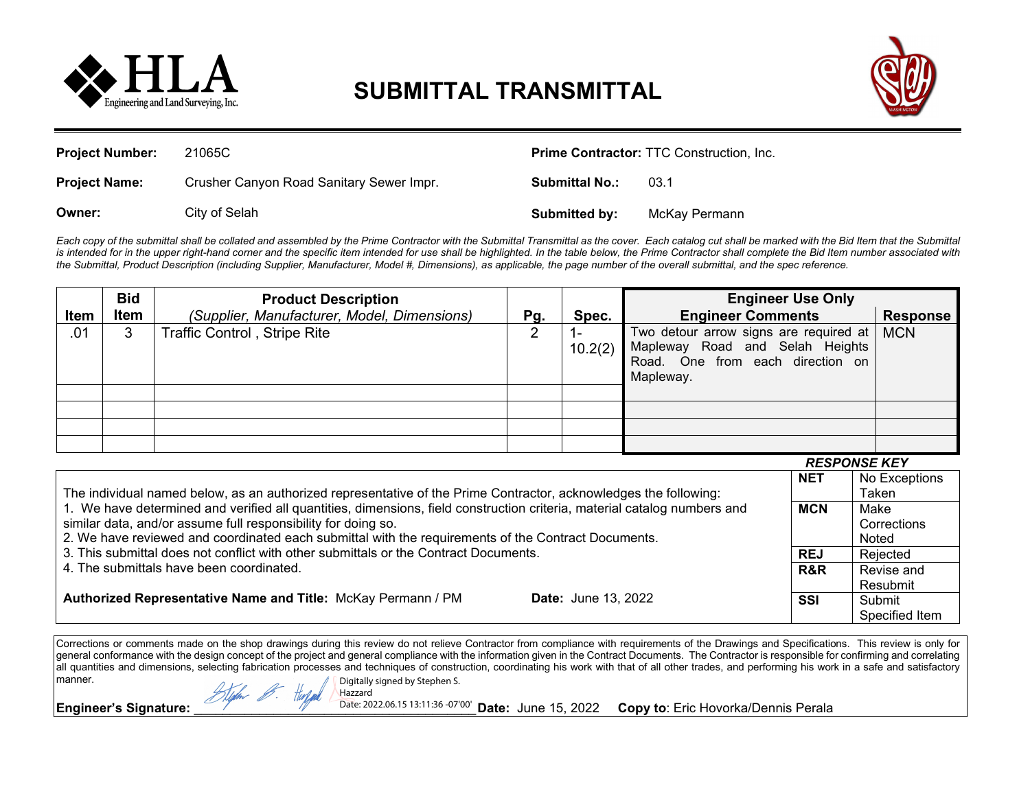# SUBMITTAL TRANSMITTAL

HLA Engineering and Land Surveying, Inc.

| | | | |
|---|---|---|---|
| **Project Number:** | 21065C | **Prime Contractor:** | TTC Construction, Inc. |
| **Project Name:** | Crusher Canyon Road Sanitary Sewer Impr. | **Submittal No.:** | 03.1 |
| **Owner:** | City of Selah | **Submitted by:** | McKay Permann |

*Each copy of the submittal shall be collated and assembled by the Prime Contractor with the Submittal Transmittal as the cover. Each catalog cut shall be marked with the Bid Item that the Submittal is intended for in the upper right-hand corner and the specific item intended for use shall be highlighted. In the table below, the Prime Contractor shall complete the Bid Item number associated with the Submittal, Product Description (including Supplier, Manufacturer, Model #, Dimensions), as applicable, the page number of the overall submittal, and the spec reference.*

| Item | Bid Item | Product Description *(Supplier, Manufacturer, Model, Dimensions)* | Pg. | Spec. | Engineer Use Only – Engineer Comments | Engineer Use Only – Response |
|---|---|---|---|---|---|---|
| .01 | 3 | Traffic Control , Stripe Rite | 2 | 1-10.2(2) | Two detour arrow signs are required at Mapleway Road and Selah Heights Road. One from each direction on Mapleway. | MCN |
| | | | | | | |
| | | | | | | |
| | | | | | | |
| | | | | | | |

The individual named below, as an authorized representative of the Prime Contractor, acknowledges the following:

1. We have determined and verified all quantities, dimensions, field construction criteria, material catalog numbers and similar data, and/or assume full responsibility for doing so.
2. We have reviewed and coordinated each submittal with the requirements of the Contract Documents.
3. This submittal does not conflict with other submittals or the Contract Documents.
4. The submittals have been coordinated.

**Authorized Representative Name and Title:** McKay Permann / PM **Date:** June 13, 2022

*RESPONSE KEY*

| Code | Meaning |
|---|---|
| **NET** | No Exceptions Taken |
| **MCN** | Make Corrections Noted |
| **REJ** | Rejected |
| **R&R** | Revise and Resubmit |
| **SSI** | Submit Specified Item |

Corrections or comments made on the shop drawings during this review do not relieve Contractor from compliance with requirements of the Drawings and Specifications. This review is only for general conformance with the design concept of the project and general compliance with the information given in the Contract Documents. The Contractor is responsible for confirming and correlating all quantities and dimensions, selecting fabrication processes and techniques of construction, coordinating his work with that of all other trades, and performing his work in a safe and satisfactory manner.

**Engineer's Signature:** Digitally signed by Stephen S. Hazzard Date: 2022.06.15 13:11:36 -07'00' **Date:** June 15, 2022 **Copy to**: Eric Hovorka/Dennis Perala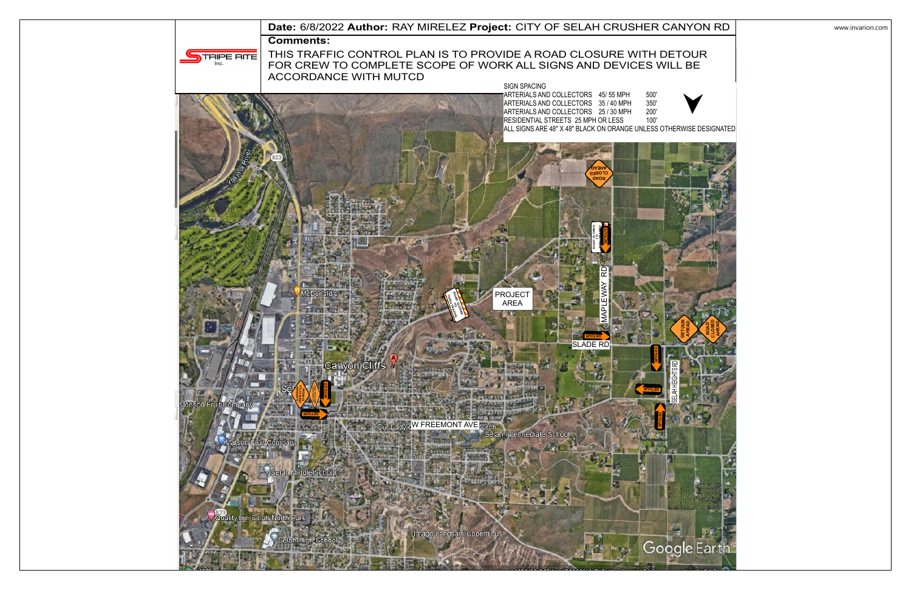STRIPE RITE Inc.

**Date:** 6/8/2022 **Author:** RAY MIRELEZ **Project:** CITY OF SELAH CRUSHER CANYON RD

**Comments:**

THIS TRAFFIC CONTROL PLAN IS TO PROVIDE A ROAD CLOSURE WITH DETOUR FOR CREW TO COMPLETE SCOPE OF WORK ALL SIGNS AND DEVICES WILL BE ACCORDANCE WITH MUTCD

SIGN SPACING

| | | |
|---|---|---|
| ARTERIALS AND COLLECTORS | 45/ 55 MPH | 500' |
| ARTERIALS AND COLLECTORS | 35 / 40 MPH | 350' |
| ARTERIALS AND COLLECTORS | 25 / 30 MPH | 200' |
| RESIDENTIAL STREETS 25 MPH OR LESS | | 100' |

ALL SIGNS ARE 48" X 48" BLACK ON ORANGE UNLESS OTHERWISE DESIGNATED

PROJECT AREA

MAPLEWAY RD

SLADE RD

SELAH HEIGHTS RD

W FREEMONT AVE

ROAD CLOSED AHEAD

DETOUR AHEAD

ROAD CLOSED TO THRU TRAFFIC

DETOUR

www.invarion.com